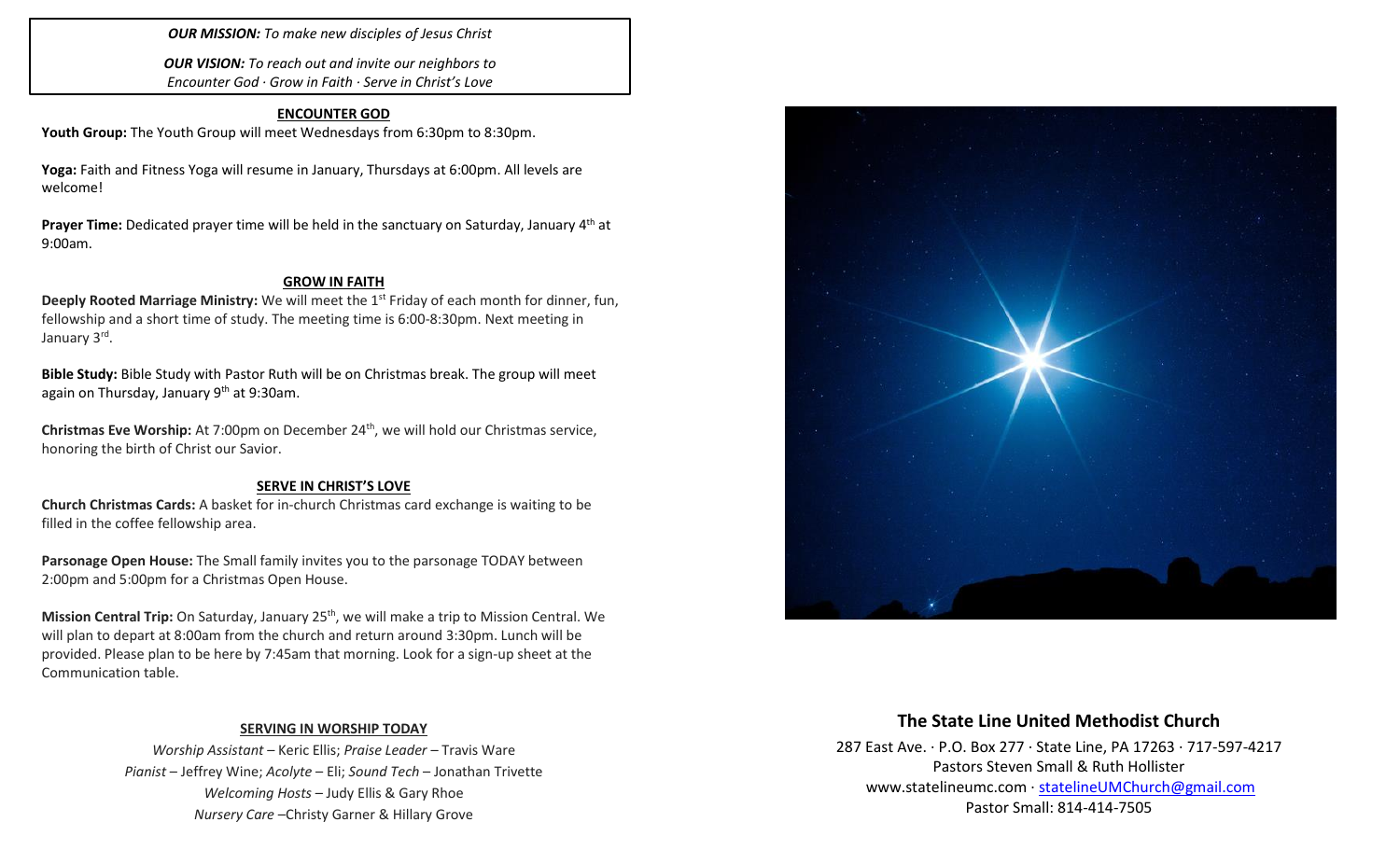***OUR MISSION:*** *To make new disciples of Jesus Christ*

***OUR VISION:*** *To reach out and invite our neighbors to Encounter God · Grow in Faith · Serve in Christ's Love*

## ENCOUNTER GOD

**Youth Group:** The Youth Group will meet Wednesdays from 6:30pm to 8:30pm.

**Yoga:** Faith and Fitness Yoga will resume in January, Thursdays at 6:00pm. All levels are welcome!

**Prayer Time:** Dedicated prayer time will be held in the sanctuary on Saturday, January 4th at 9:00am.

## GROW IN FAITH

**Deeply Rooted Marriage Ministry:** We will meet the 1st Friday of each month for dinner, fun, fellowship and a short time of study. The meeting time is 6:00-8:30pm. Next meeting in January 3rd.

**Bible Study:** Bible Study with Pastor Ruth will be on Christmas break. The group will meet again on Thursday, January 9th at 9:30am.

**Christmas Eve Worship:** At 7:00pm on December 24th, we will hold our Christmas service, honoring the birth of Christ our Savior.

## SERVE IN CHRIST'S LOVE

**Church Christmas Cards:** A basket for in-church Christmas card exchange is waiting to be filled in the coffee fellowship area.

**Parsonage Open House:** The Small family invites you to the parsonage TODAY between 2:00pm and 5:00pm for a Christmas Open House.

**Mission Central Trip:** On Saturday, January 25th, we will make a trip to Mission Central. We will plan to depart at 8:00am from the church and return around 3:30pm. Lunch will be provided. Please plan to be here by 7:45am that morning. Look for a sign-up sheet at the Communication table.

## SERVING IN WORSHIP TODAY

*Worship Assistant* – Keric Ellis; *Praise Leader* – Travis Ware
*Pianist* – Jeffrey Wine; *Acolyte* – Eli; *Sound Tech* – Jonathan Trivette
*Welcoming Hosts* – Judy Ellis & Gary Rhoe
*Nursery Care* –Christy Garner & Hillary Grove

## The State Line United Methodist Church

287 East Ave. · P.O. Box 277 · State Line, PA 17263 · 717-597-4217
Pastors Steven Small & Ruth Hollister
www.statelineumc.com · statelineUMChurch@gmail.com
Pastor Small: 814-414-7505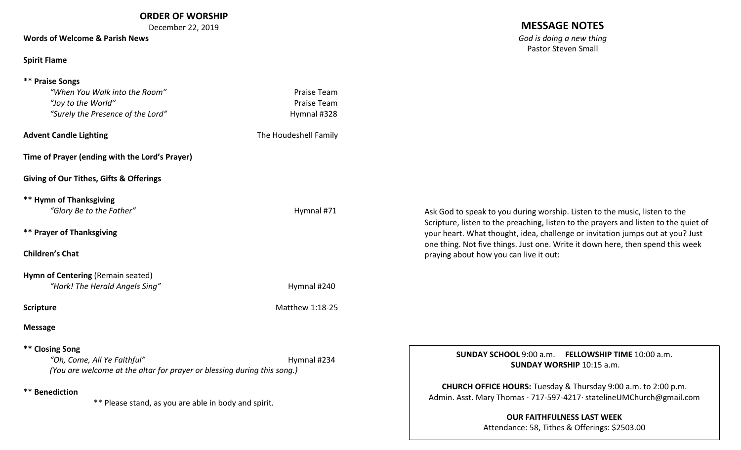## ORDER OF WORSHIP

December 22, 2019

**Words of Welcome & Parish News**

**Spirit Flame**

** **Praise Songs**

| | |
|---|---|
| *"When You Walk into the Room"* | Praise Team |
| *"Joy to the World"* | Praise Team |
| *"Surely the Presence of the Lord"* | Hymnal #328 |

**Advent Candle Lighting** — The Houdeshell Family

**Time of Prayer (ending with the Lord's Prayer)**

**Giving of Our Tithes, Gifts & Offerings**

**** Hymn of Thanksgiving**

*"Glory Be to the Father"* — Hymnal #71

**** Prayer of Thanksgiving**

**Children's Chat**

**Hymn of Centering** (Remain seated)

*"Hark! The Herald Angels Sing"* — Hymnal #240

**Scripture** — Matthew 1:18-25

**Message**

**** Closing Song**

*"Oh, Come, All Ye Faithful"* — Hymnal #234

*(You are welcome at the altar for prayer or blessing during this song.)*

** **Benediction**

** Please stand, as you are able in body and spirit.

## MESSAGE NOTES

*God is doing a new thing*

Pastor Steven Small

Ask God to speak to you during worship. Listen to the music, listen to the Scripture, listen to the preaching, listen to the prayers and listen to the quiet of your heart. What thought, idea, challenge or invitation jumps out at you? Just one thing. Not five things. Just one. Write it down here, then spend this week praying about how you can live it out:

**SUNDAY SCHOOL** 9:00 a.m. **FELLOWSHIP TIME** 10:00 a.m.
**SUNDAY WORSHIP** 10:15 a.m.

**CHURCH OFFICE HOURS:** Tuesday & Thursday 9:00 a.m. to 2:00 p.m.
Admin. Asst. Mary Thomas · 717-597-4217· statelineUMChurch@gmail.com

**OUR FAITHFULNESS LAST WEEK**

Attendance: 58, Tithes & Offerings: $2503.00